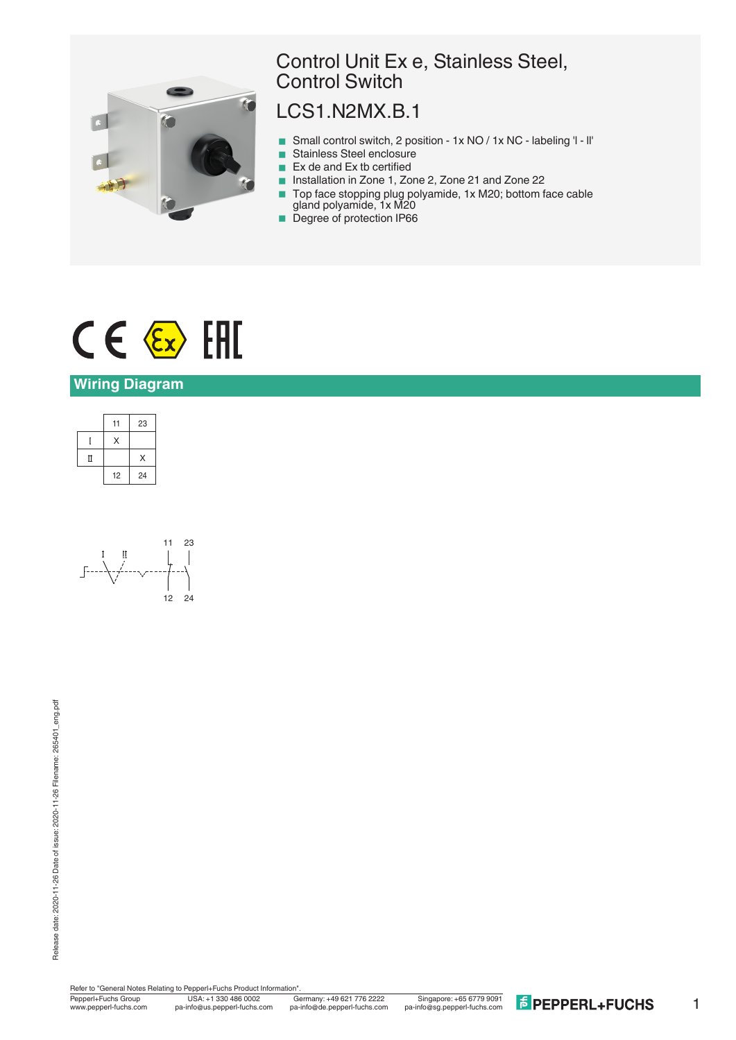# Control Unit Ex e, Stainless Steel, Control Switch

## LCS1.N2MX.B.1

- Small control switch, 2 position - 1x NO / 1x NC - labeling 'I - II'
- Stainless Steel enclosure
- Ex de and Ex tb certified
- Installation in Zone 1, Zone 2, Zone 21 and Zone 22
- Top face stopping plug polyamide, 1x M20; bottom face cable gland polyamide, 1x M20
- Degree of protection IP66

## Wiring Diagram

| | 11 | 23 |
|---|---|---|
| I | X | |
| II | | X |
| | 12 | 24 |

Refer to "General Notes Relating to Pepperl+Fuchs Product Information".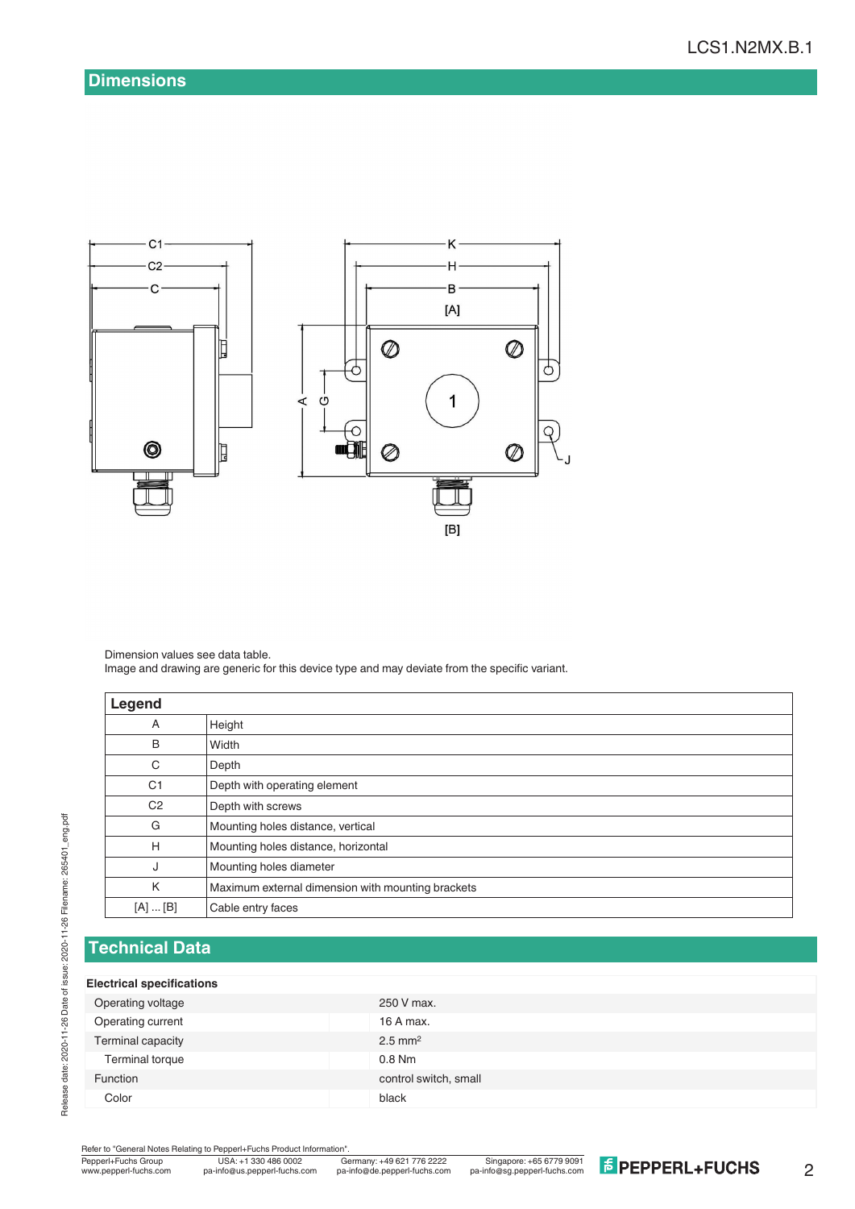## Dimensions

Dimension values see data table.
Image and drawing are generic for this device type and may deviate from the specific variant.

| Legend | |
|---|---|
| A | Height |
| B | Width |
| C | Depth |
| C1 | Depth with operating element |
| C2 | Depth with screws |
| G | Mounting holes distance, vertical |
| H | Mounting holes distance, horizontal |
| J | Mounting holes diameter |
| K | Maximum external dimension with mounting brackets |
| [A] ... [B] | Cable entry faces |

## Technical Data

| **Electrical specifications** | |
|---|---|
| Operating voltage | 250 V max. |
| Operating current | 16 A max. |
| Terminal capacity | 2.5 $mm^2$ |
| Terminal torque | 0.8 Nm |
| Function | control switch, small |
| Color | black |

Refer to "General Notes Relating to Pepperl+Fuchs Product Information".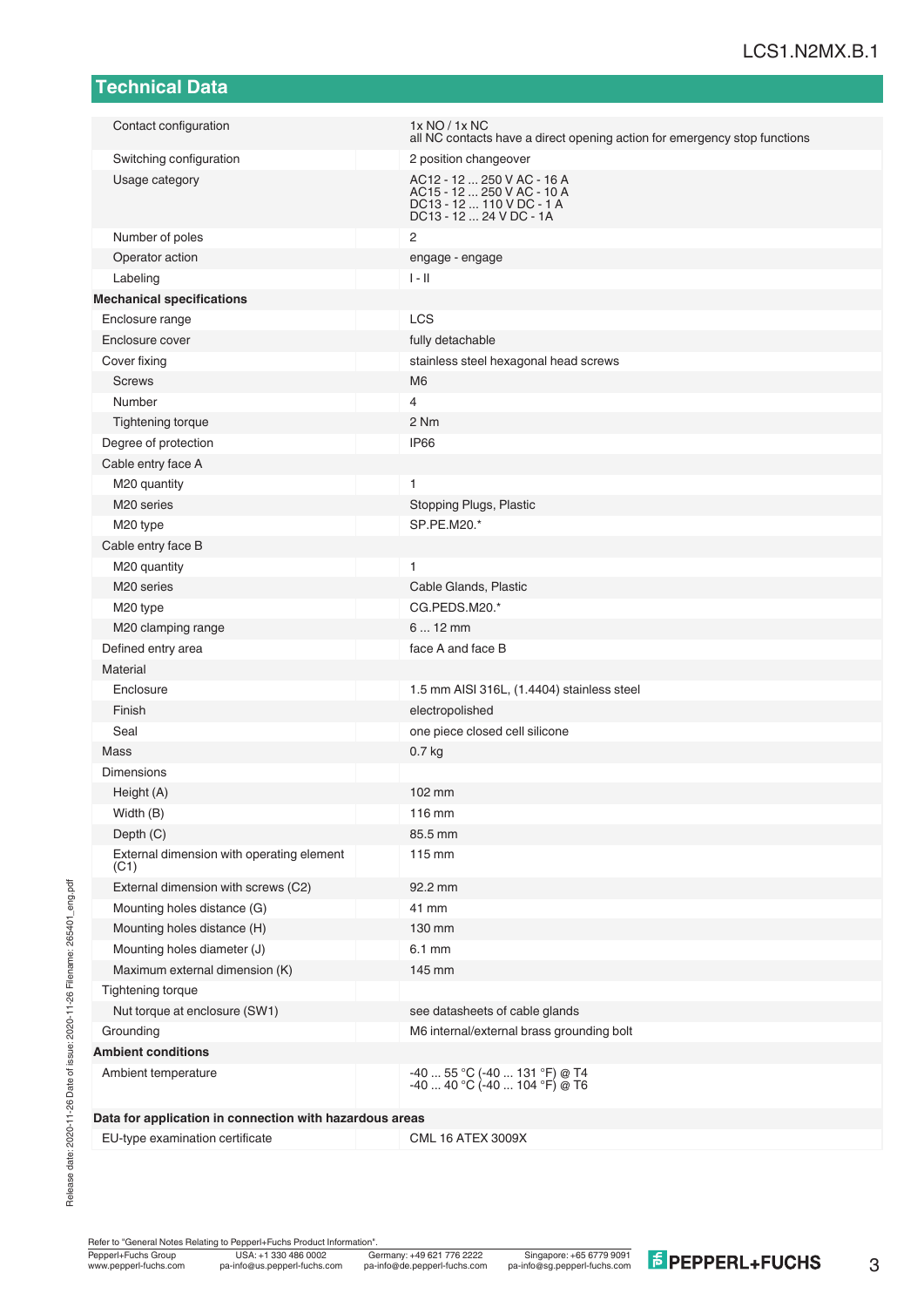## Technical Data

| | |
|---|---|
| Contact configuration | 1x NO / 1x NC<br>all NC contacts have a direct opening action for emergency stop functions |
| Switching configuration | 2 position changeover |
| Usage category | AC12 - 12 ... 250 V AC - 16 A<br>AC15 - 12 ... 250 V AC - 10 A<br>DC13 - 12 ... 110 V DC - 1 A<br>DC13 - 12 ... 24 V DC - 1A |
| Number of poles | 2 |
| Operator action | engage - engage |
| Labeling | I - II |
| **Mechanical specifications** | |
| Enclosure range | LCS |
| Enclosure cover | fully detachable |
| Cover fixing | stainless steel hexagonal head screws |
| Screws | M6 |
| Number | 4 |
| Tightening torque | 2 Nm |
| Degree of protection | IP66 |
| Cable entry face A | |
| M20 quantity | 1 |
| M20 series | Stopping Plugs, Plastic |
| M20 type | SP.PE.M20.* |
| Cable entry face B | |
| M20 quantity | 1 |
| M20 series | Cable Glands, Plastic |
| M20 type | CG.PEDS.M20.* |
| M20 clamping range | 6 ... 12 mm |
| Defined entry area | face A and face B |
| Material | |
| Enclosure | 1.5 mm AISI 316L, (1.4404) stainless steel |
| Finish | electropolished |
| Seal | one piece closed cell silicone |
| Mass | 0.7 kg |
| Dimensions | |
| Height (A) | 102 mm |
| Width (B) | 116 mm |
| Depth (C) | 85.5 mm |
| External dimension with operating element (C1) | 115 mm |
| External dimension with screws (C2) | 92.2 mm |
| Mounting holes distance (G) | 41 mm |
| Mounting holes distance (H) | 130 mm |
| Mounting holes diameter (J) | 6.1 mm |
| Maximum external dimension (K) | 145 mm |
| Tightening torque | |
| Nut torque at enclosure (SW1) | see datasheets of cable glands |
| Grounding | M6 internal/external brass grounding bolt |
| **Ambient conditions** | |
| Ambient temperature | -40 ... 55 °C (-40 ... 131 °F) @ T4<br>-40 ... 40 °C (-40 ... 104 °F) @ T6 |
| **Data for application in connection with hazardous areas** | |
| EU-type examination certificate | CML 16 ATEX 3009X |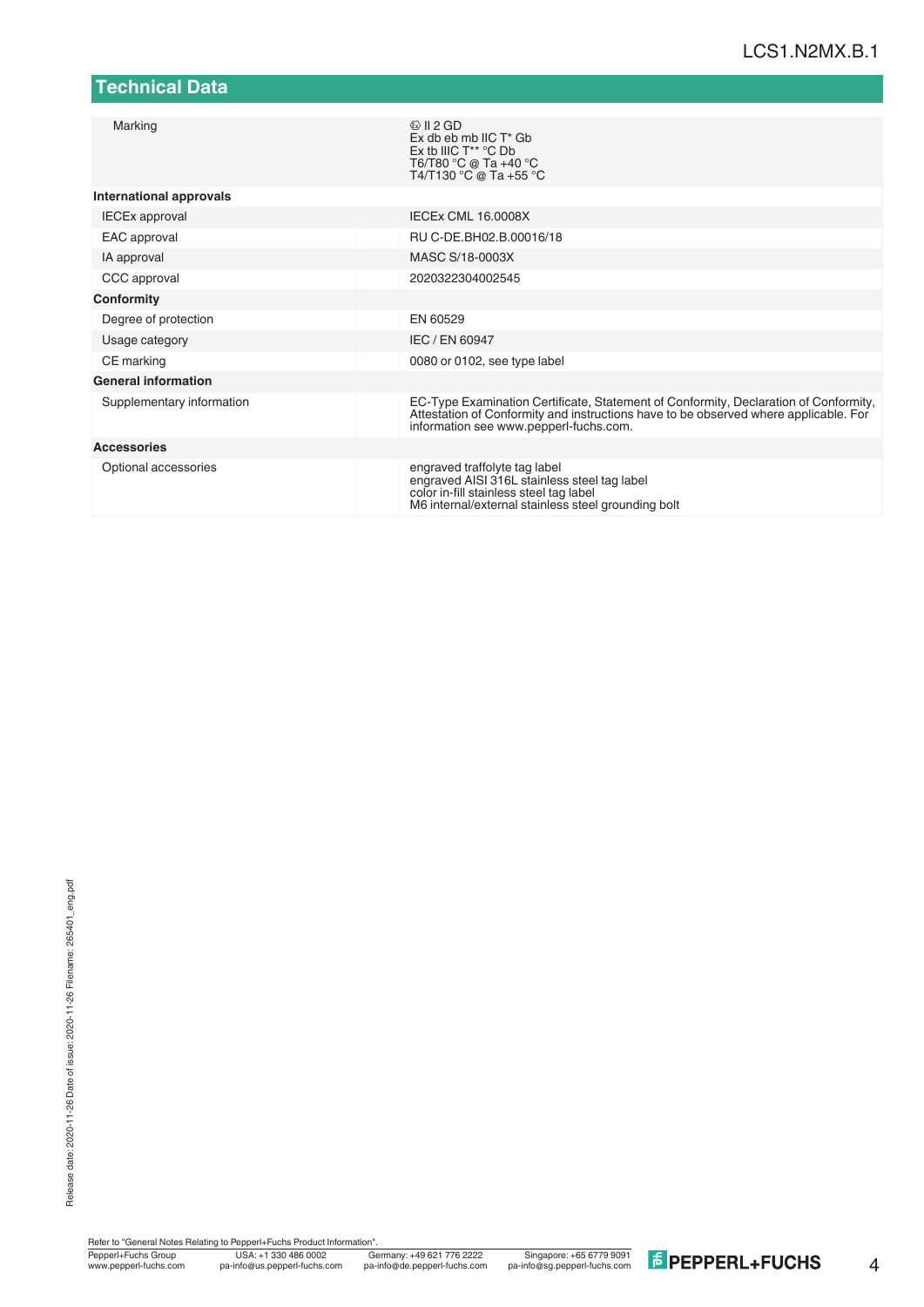## Technical Data

| | |
|---|---|
| Marking | ⓔx II 2 GD<br>Ex db eb mb IIC T* Gb<br>Ex tb IIIC T** °C Db<br>T6/T80 °C @ Ta +40 °C<br>T4/T130 °C @ Ta +55 °C |
| **International approvals** | |
| IECEx approval | IECEx CML 16.0008X |
| EAC approval | RU C-DE.BH02.B.00016/18 |
| IA approval | MASC S/18-0003X |
| CCC approval | 2020322304002545 |
| **Conformity** | |
| Degree of protection | EN 60529 |
| Usage category | IEC / EN 60947 |
| CE marking | 0080 or 0102, see type label |
| **General information** | |
| Supplementary information | EC-Type Examination Certificate, Statement of Conformity, Declaration of Conformity, Attestation of Conformity and instructions have to be observed where applicable. For information see www.pepperl-fuchs.com. |
| **Accessories** | |
| Optional accessories | engraved traffolyte tag label<br>engraved AISI 316L stainless steel tag label<br>color in-fill stainless steel tag label<br>M6 internal/external stainless steel grounding bolt |